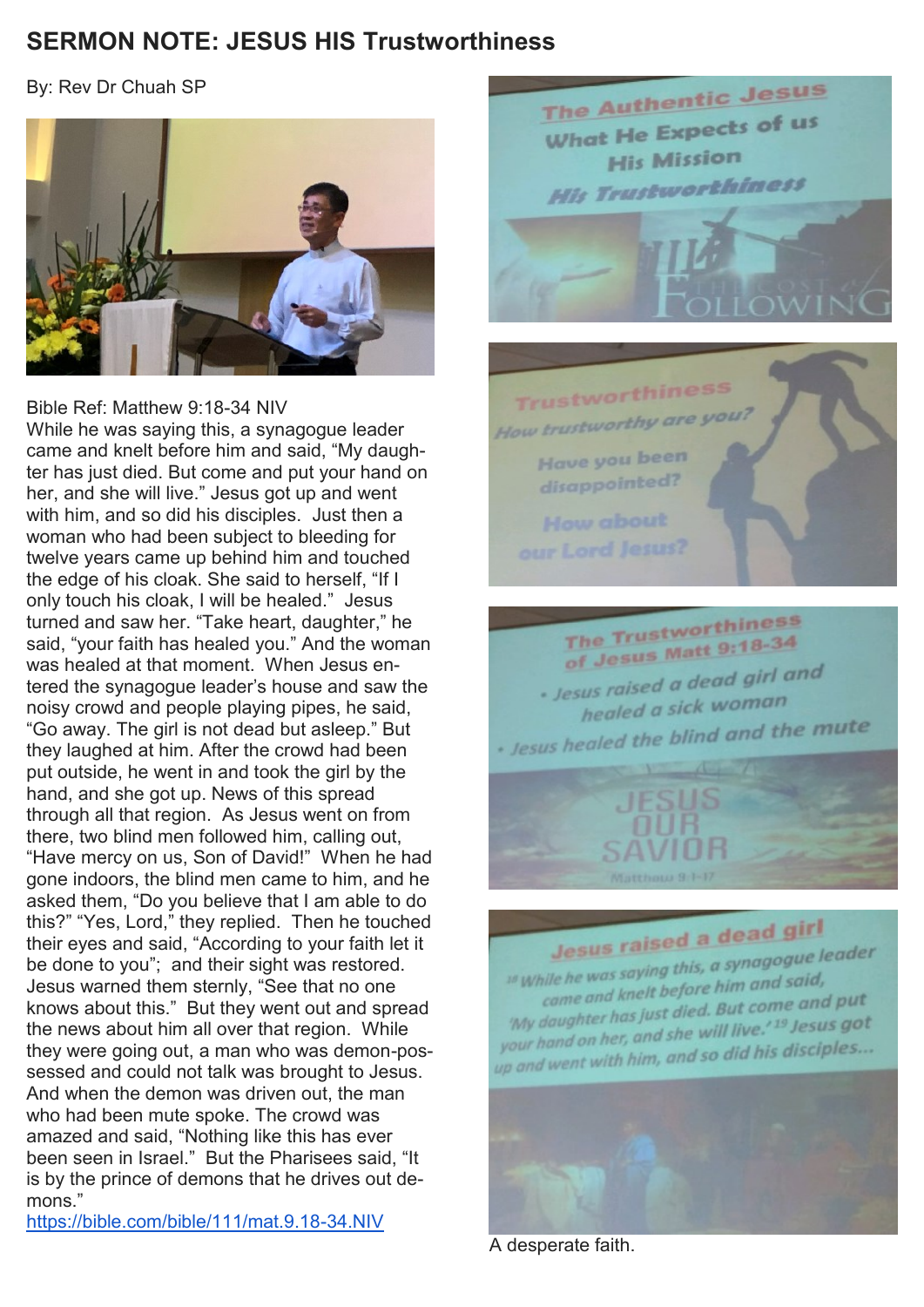# SERMON NOTE: JESUS HIS Trustworthiness

By: Rev Dr Chuah SP

Bible Ref: Matthew 9:18-34 NIV

While he was saying this, a synagogue leader came and knelt before him and said, "My daughter has just died. But come and put your hand on her, and she will live." Jesus got up and went with him, and so did his disciples. Just then a woman who had been subject to bleeding for twelve years came up behind him and touched the edge of his cloak. She said to herself, "If I only touch his cloak, I will be healed." Jesus turned and saw her. "Take heart, daughter," he said, "your faith has healed you." And the woman was healed at that moment. When Jesus entered the synagogue leader's house and saw the noisy crowd and people playing pipes, he said, "Go away. The girl is not dead but asleep." But they laughed at him. After the crowd had been put outside, he went in and took the girl by the hand, and she got up. News of this spread through all that region. As Jesus went on from there, two blind men followed him, calling out, "Have mercy on us, Son of David!" When he had gone indoors, the blind men came to him, and he asked them, "Do you believe that I am able to do this?" "Yes, Lord," they replied. Then he touched their eyes and said, "According to your faith let it be done to you"; and their sight was restored. Jesus warned them sternly, "See that no one knows about this." But they went out and spread the news about him all over that region. While they were going out, a man who was demon-possessed and could not talk was brought to Jesus. And when the demon was driven out, the man who had been mute spoke. The crowd was amazed and said, "Nothing like this has ever been seen in Israel." But the Pharisees said, "It is by the prince of demons that he drives out demons."

https://bible.com/bible/111/mat.9.18-34.NIV

A desperate faith.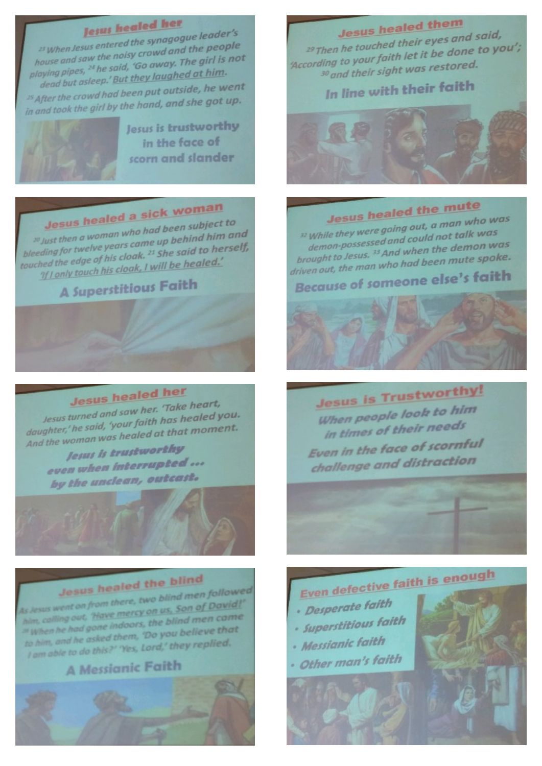## Jesus healed her

[23] When Jesus entered the synagogue leader's house and saw the noisy crowd and the people playing pipes, [24] he said, 'Go away. The girl is not dead but asleep.' But they laughed at him.
[25] After the crowd had been put outside, he went in and took the girl by the hand, and she got up.

**Jesus is trustworthy in the face of scorn and slander**

## Jesus healed them

[29] Then he touched their eyes and said, 'According to your faith let it be done to you';
[30] and their sight was restored.

**In line with their faith**

## Jesus healed a sick woman

[20] Just then a woman who had been subject to bleeding for twelve years came up behind him and touched the edge of his cloak. [21] She said to herself, 'If I only touch his cloak, I will be healed.'

**A Superstitious Faith**

## Jesus healed the mute

[32] While they were going out, a man who was demon-possessed and could not talk was brought to Jesus. [33] And when the demon was driven out, the man who had been mute spoke.

**Because of someone else's faith**

## Jesus healed her

Jesus turned and saw her. 'Take heart, daughter,' he said, 'your faith has healed you. And the woman was healed at that moment.

***Jesus is trustworthy even when interrupted ... by the unclean, outcast.***

## Jesus is Trustworthy!

*When people look to him in times of their needs*

*Even in the face of scornful challenge and distraction*

## Jesus healed the blind

As Jesus went on from there, two blind men followed him, calling out, 'Have mercy on us, Son of David!'
[28] When he had gone indoors, the blind men came to him, and he asked them, 'Do you believe that I am able to do this?' 'Yes, Lord,' they replied.

**A Messianic Faith**

## Even defective faith is enough

- *Desperate faith*
- *Superstitious faith*
- *Messianic faith*
- *Other man's faith*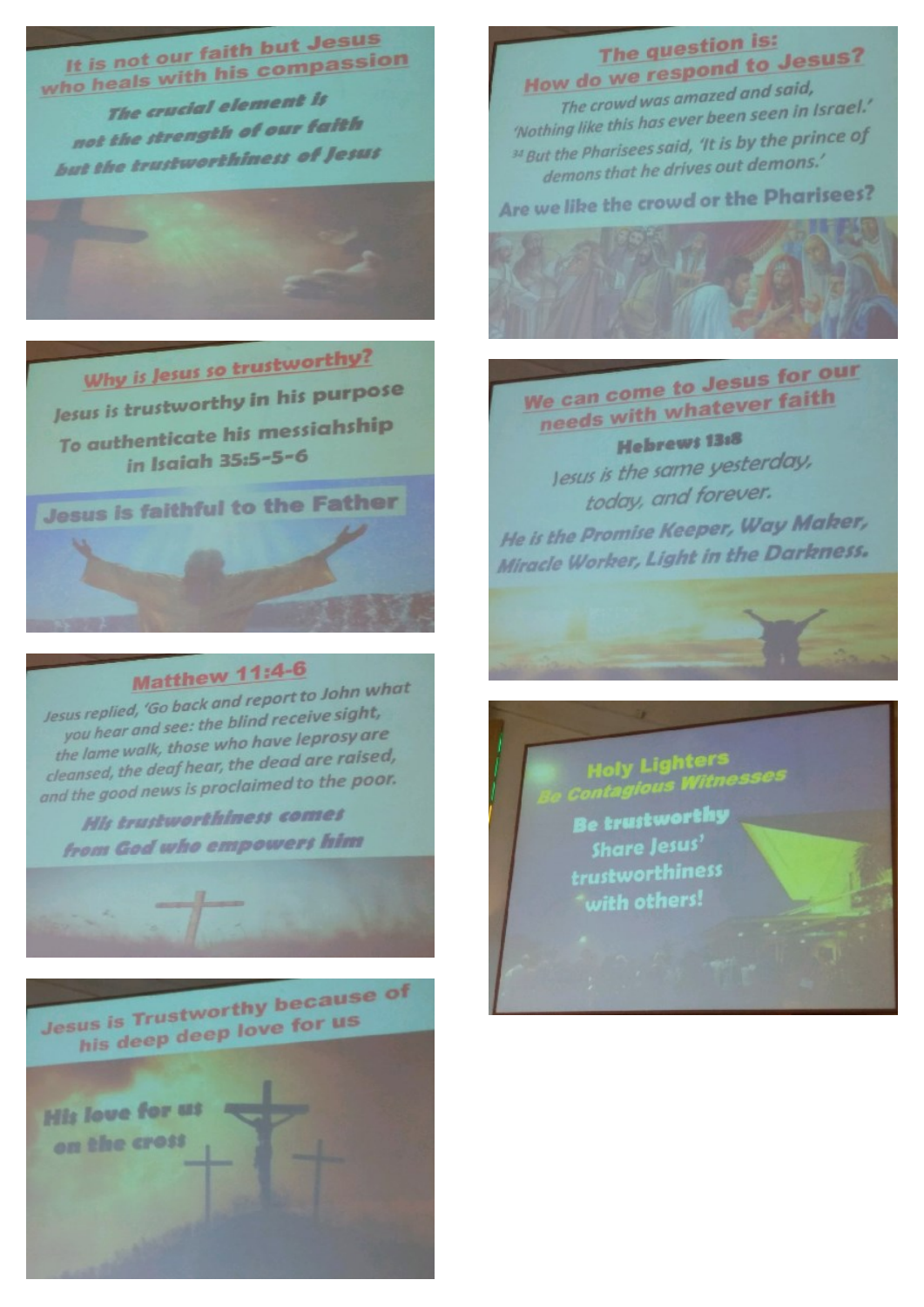## It is not our faith but Jesus who heals with his compassion

*The crucial element is not the strength of our faith but the trustworthiness of Jesus*

## Why is Jesus so trustworthy?

Jesus is trustworthy in his purpose

To authenticate his messiahship in Isaiah 35:5-5-6

**Jesus is faithful to the Father**

## Matthew 11:4-6

*Jesus replied, 'Go back and report to John what you hear and see: the blind receive sight, the lame walk, those who have leprosy are cleansed, the deaf hear, the dead are raised, and the good news is proclaimed to the poor.*

***His trustworthiness comes from God who empowers him***

## Jesus is Trustworthy because of his deep deep love for us

**His love for us on the cross**

## The question is: How do we respond to Jesus?

*The crowd was amazed and said, 'Nothing like this has ever been seen in Israel.'* [34] *But the Pharisees said, 'It is by the prince of demons that he drives out demons.'*

**Are we like the crowd or the Pharisees?**

## We can come to Jesus for our needs with whatever faith

**Hebrews 13:8**

*Jesus is the same yesterday, today, and forever.*

***He is the Promise Keeper, Way Maker, Miracle Worker, Light in the Darkness.***

## Holy Lighters

***Be Contagious Witnesses***

**Be trustworthy**

**Share Jesus' trustworthiness with others!**